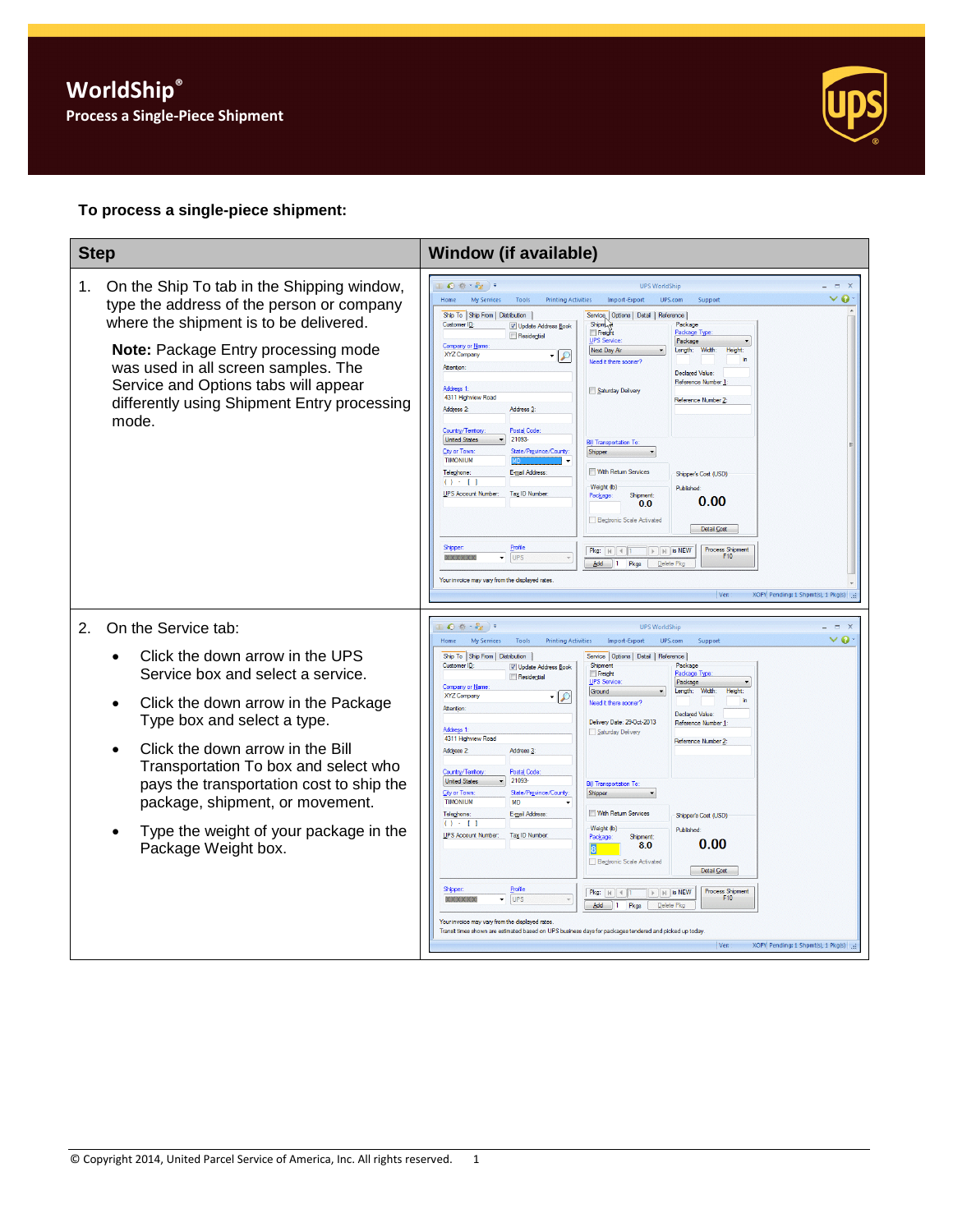# WorldShip®

## Process a Single-Piece Shipment

**To process a single-piece shipment:**

| Step | Window (if available) |
|---|---|
| 1. On the Ship To tab in the Shipping window, type the address of the person or company where the shipment is to be delivered.<br><br>**Note:** Package Entry processing mode was used in all screen samples. The Service and Options tabs will appear differently using Shipment Entry processing mode. | |
| 2. On the Service tab:<br>• Click the down arrow in the UPS Service box and select a service.<br>• Click the down arrow in the Package Type box and select a type.<br>• Click the down arrow in the Bill Transportation To box and select who pays the transportation cost to ship the package, shipment, or movement.<br>• Type the weight of your package in the Package Weight box. | |

© Copyright 2014, United Parcel Service of America, Inc. All rights reserved.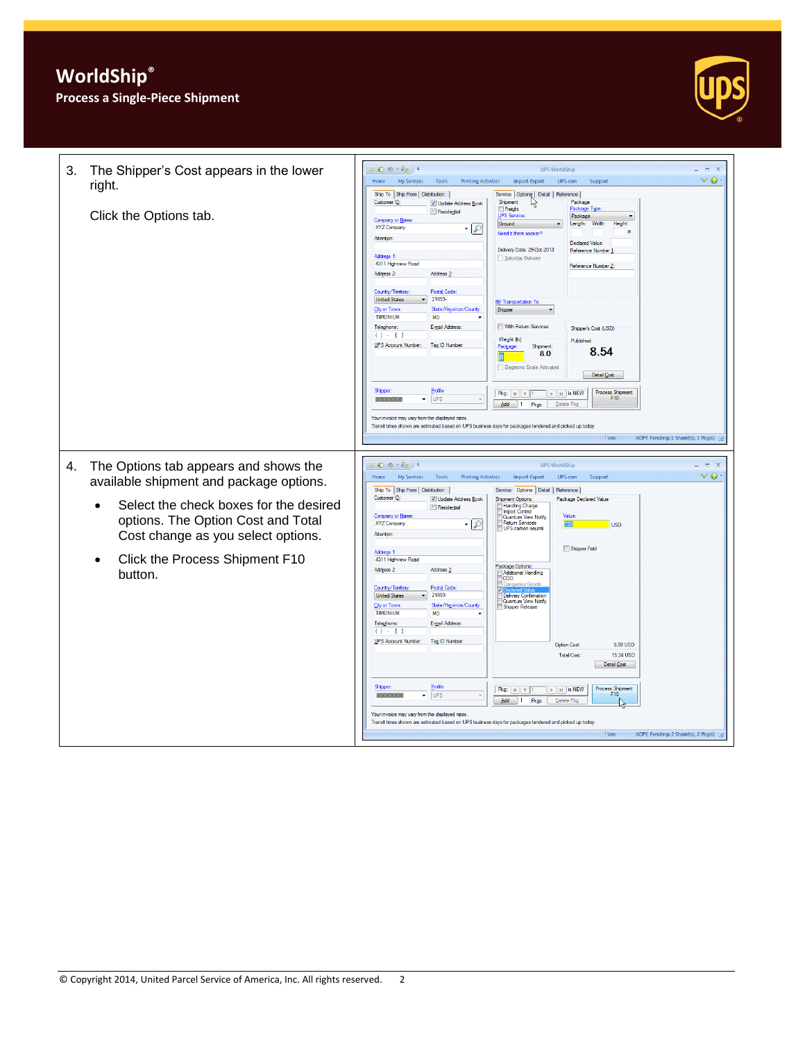# WorldShip®

## Process a Single-Piece Shipment

3. The Shipper's Cost appears in the lower right.

   Click the Options tab.

4. The Options tab appears and shows the available shipment and package options.

   - Select the check boxes for the desired options. The Option Cost and Total Cost change as you select options.
   - Click the Process Shipment F10 button.

© Copyright 2014, United Parcel Service of America, Inc. All rights reserved.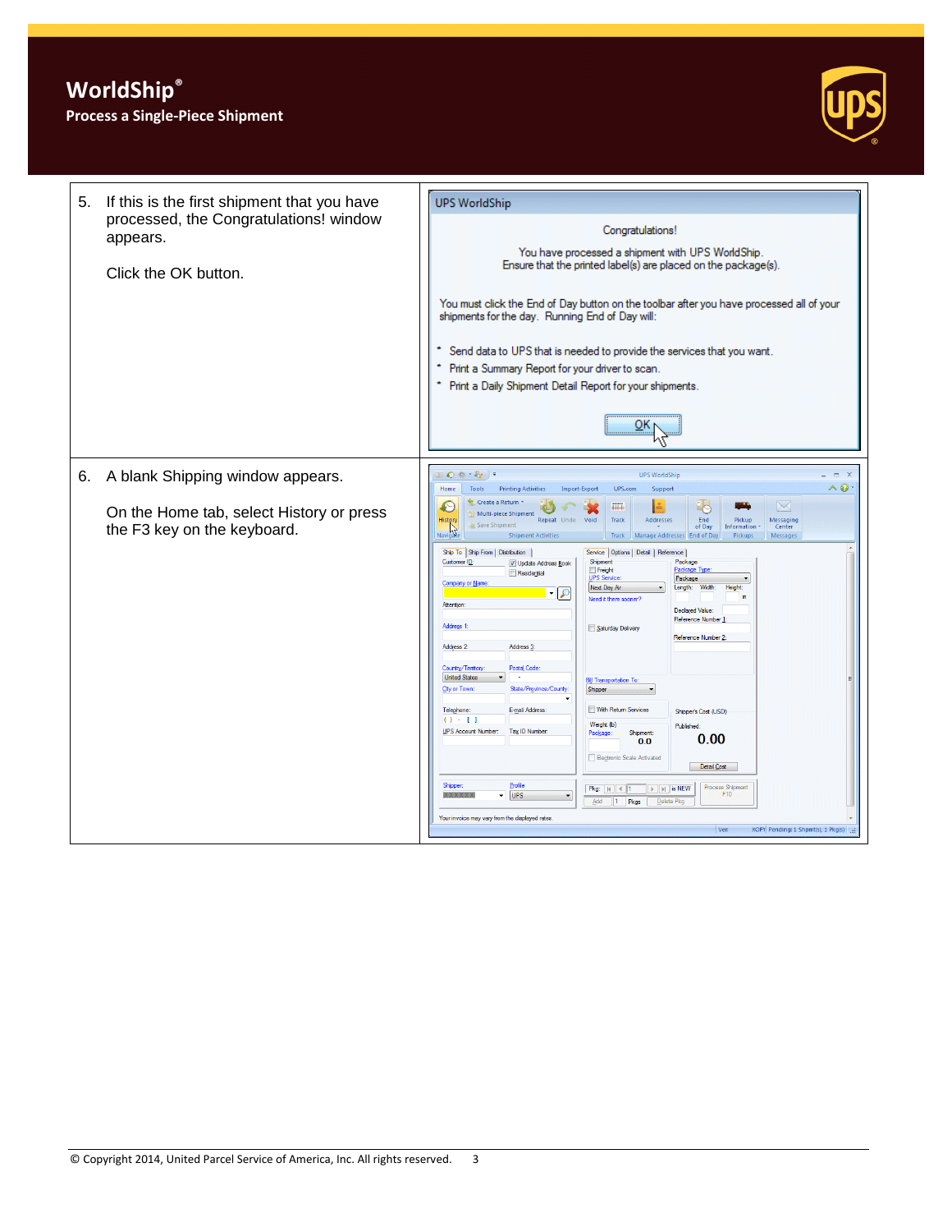| | |
|---|---|
| 5. If this is the first shipment that you have processed, the Congratulations! window appears.<br><br>Click the OK button. | **UPS WorldShip**<br><br>Congratulations!<br><br>You have processed a shipment with UPS WorldShip.<br>Ensure that the printed label(s) are placed on the package(s).<br><br>You must click the End of Day button on the toolbar after you have processed all of your shipments for the day. Running End of Day will:<br><br>* Send data to UPS that is needed to provide the services that you want.<br>* Print a Summary Report for your driver to scan.<br>* Print a Daily Shipment Detail Report for your shipments.<br><br>OK |
| 6. A blank Shipping window appears.<br><br>On the Home tab, select History or press the F3 key on the keyboard. | |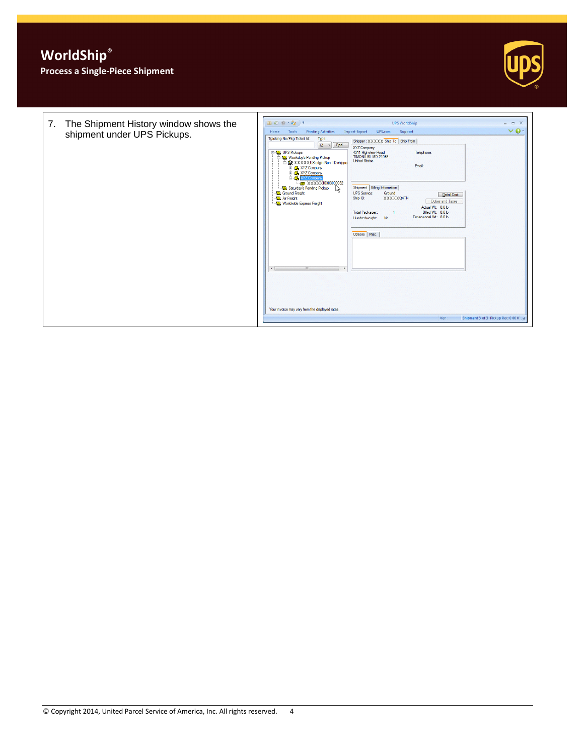# WorldShip®

**Process a Single-Piece Shipment**

7. The Shipment History window shows the shipment under UPS Pickups.

© Copyright 2014, United Parcel Service of America, Inc. All rights reserved.